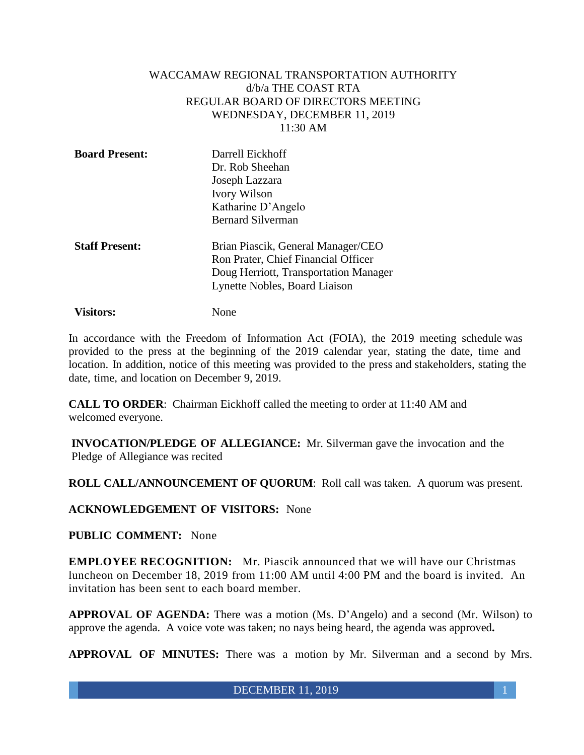WACCAMAW REGIONAL TRANSPORTATION AUTHORITY
d/b/a THE COAST RTA
REGULAR BOARD OF DIRECTORS MEETING
WEDNESDAY, DECEMBER 11, 2019
11:30 AM

| | |
|---|---|
| **Board Present:** | Darrell Eickhoff<br>Dr. Rob Sheehan<br>Joseph Lazzara<br>Ivory Wilson<br>Katharine D'Angelo<br>Bernard Silverman |
| **Staff Present:** | Brian Piascik, General Manager/CEO<br>Ron Prater, Chief Financial Officer<br>Doug Herriott, Transportation Manager<br>Lynette Nobles, Board Liaison |
| **Visitors:** | None |

In accordance with the Freedom of Information Act (FOIA), the 2019 meeting schedule was provided to the press at the beginning of the 2019 calendar year, stating the date, time and location. In addition, notice of this meeting was provided to the press and stakeholders, stating the date, time, and location on December 9, 2019.

**CALL TO ORDER**: Chairman Eickhoff called the meeting to order at 11:40 AM and welcomed everyone.

**INVOCATION/PLEDGE OF ALLEGIANCE:** Mr. Silverman gave the invocation and the Pledge of Allegiance was recited

**ROLL CALL/ANNOUNCEMENT OF QUORUM**: Roll call was taken. A quorum was present.

**ACKNOWLEDGEMENT OF VISITORS:** None

**PUBLIC COMMENT:** None

**EMPLOYEE RECOGNITION:** Mr. Piascik announced that we will have our Christmas luncheon on December 18, 2019 from 11:00 AM until 4:00 PM and the board is invited. An invitation has been sent to each board member.

**APPROVAL OF AGENDA:** There was a motion (Ms. D'Angelo) and a second (Mr. Wilson) to approve the agenda. A voice vote was taken; no nays being heard, the agenda was approved**.**

**APPROVAL OF MINUTES:** There was a motion by Mr. Silverman and a second by Mrs.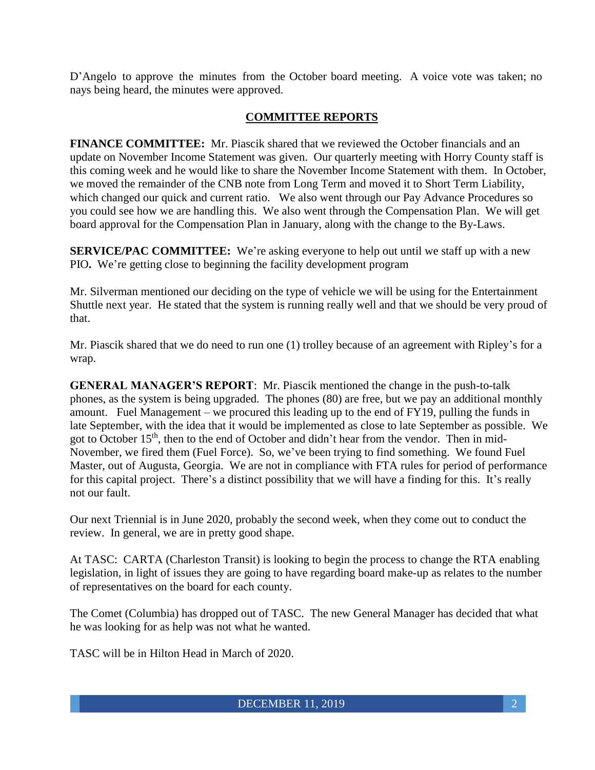D'Angelo to approve the minutes from the October board meeting. A voice vote was taken; no nays being heard, the minutes were approved.

## COMMITTEE REPORTS

**FINANCE COMMITTEE:** Mr. Piascik shared that we reviewed the October financials and an update on November Income Statement was given. Our quarterly meeting with Horry County staff is this coming week and he would like to share the November Income Statement with them. In October, we moved the remainder of the CNB note from Long Term and moved it to Short Term Liability, which changed our quick and current ratio. We also went through our Pay Advance Procedures so you could see how we are handling this. We also went through the Compensation Plan. We will get board approval for the Compensation Plan in January, along with the change to the By-Laws.

**SERVICE/PAC COMMITTEE:** We're asking everyone to help out until we staff up with a new PIO**.** We're getting close to beginning the facility development program

Mr. Silverman mentioned our deciding on the type of vehicle we will be using for the Entertainment Shuttle next year. He stated that the system is running really well and that we should be very proud of that.

Mr. Piascik shared that we do need to run one (1) trolley because of an agreement with Ripley's for a wrap.

**GENERAL MANAGER'S REPORT**: Mr. Piascik mentioned the change in the push-to-talk phones, as the system is being upgraded. The phones (80) are free, but we pay an additional monthly amount. Fuel Management – we procured this leading up to the end of FY19, pulling the funds in late September, with the idea that it would be implemented as close to late September as possible. We got to October 15th, then to the end of October and didn't hear from the vendor. Then in mid-November, we fired them (Fuel Force). So, we've been trying to find something. We found Fuel Master, out of Augusta, Georgia. We are not in compliance with FTA rules for period of performance for this capital project. There's a distinct possibility that we will have a finding for this. It's really not our fault.

Our next Triennial is in June 2020, probably the second week, when they come out to conduct the review. In general, we are in pretty good shape.

At TASC: CARTA (Charleston Transit) is looking to begin the process to change the RTA enabling legislation, in light of issues they are going to have regarding board make-up as relates to the number of representatives on the board for each county.

The Comet (Columbia) has dropped out of TASC. The new General Manager has decided that what he was looking for as help was not what he wanted.

TASC will be in Hilton Head in March of 2020.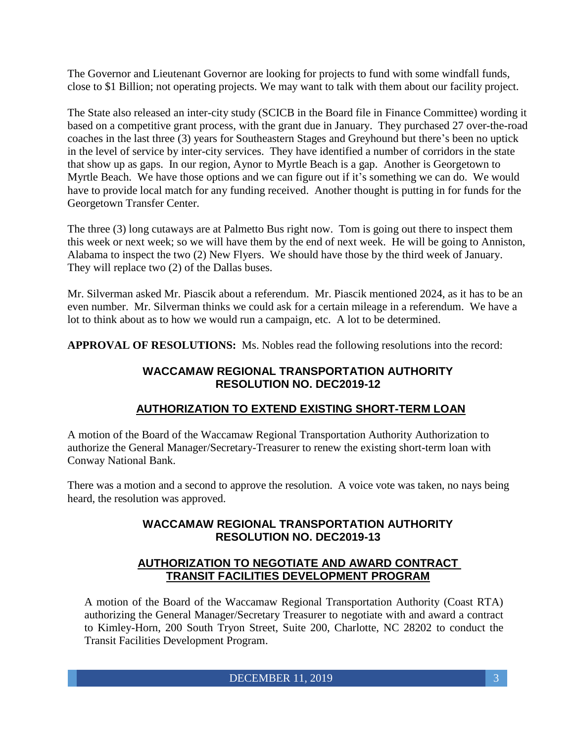The Governor and Lieutenant Governor are looking for projects to fund with some windfall funds, close to $1 Billion; not operating projects. We may want to talk with them about our facility project.

The State also released an inter-city study (SCICB in the Board file in Finance Committee) wording it based on a competitive grant process, with the grant due in January. They purchased 27 over-the-road coaches in the last three (3) years for Southeastern Stages and Greyhound but there's been no uptick in the level of service by inter-city services. They have identified a number of corridors in the state that show up as gaps. In our region, Aynor to Myrtle Beach is a gap. Another is Georgetown to Myrtle Beach. We have those options and we can figure out if it's something we can do. We would have to provide local match for any funding received. Another thought is putting in for funds for the Georgetown Transfer Center.

The three (3) long cutaways are at Palmetto Bus right now. Tom is going out there to inspect them this week or next week; so we will have them by the end of next week. He will be going to Anniston, Alabama to inspect the two (2) New Flyers. We should have those by the third week of January. They will replace two (2) of the Dallas buses.

Mr. Silverman asked Mr. Piascik about a referendum. Mr. Piascik mentioned 2024, as it has to be an even number. Mr. Silverman thinks we could ask for a certain mileage in a referendum. We have a lot to think about as to how we would run a campaign, etc. A lot to be determined.

**APPROVAL OF RESOLUTIONS:** Ms. Nobles read the following resolutions into the record:

**WACCAMAW REGIONAL TRANSPORTATION AUTHORITY**
**RESOLUTION NO. DEC2019-12**

**AUTHORIZATION TO EXTEND EXISTING SHORT-TERM LOAN**

A motion of the Board of the Waccamaw Regional Transportation Authority Authorization to authorize the General Manager/Secretary-Treasurer to renew the existing short-term loan with Conway National Bank.

There was a motion and a second to approve the resolution. A voice vote was taken, no nays being heard, the resolution was approved.

**WACCAMAW REGIONAL TRANSPORTATION AUTHORITY**
**RESOLUTION NO. DEC2019-13**

**AUTHORIZATION TO NEGOTIATE AND AWARD CONTRACT**
**TRANSIT FACILITIES DEVELOPMENT PROGRAM**

A motion of the Board of the Waccamaw Regional Transportation Authority (Coast RTA) authorizing the General Manager/Secretary Treasurer to negotiate with and award a contract to Kimley-Horn, 200 South Tryon Street, Suite 200, Charlotte, NC 28202 to conduct the Transit Facilities Development Program.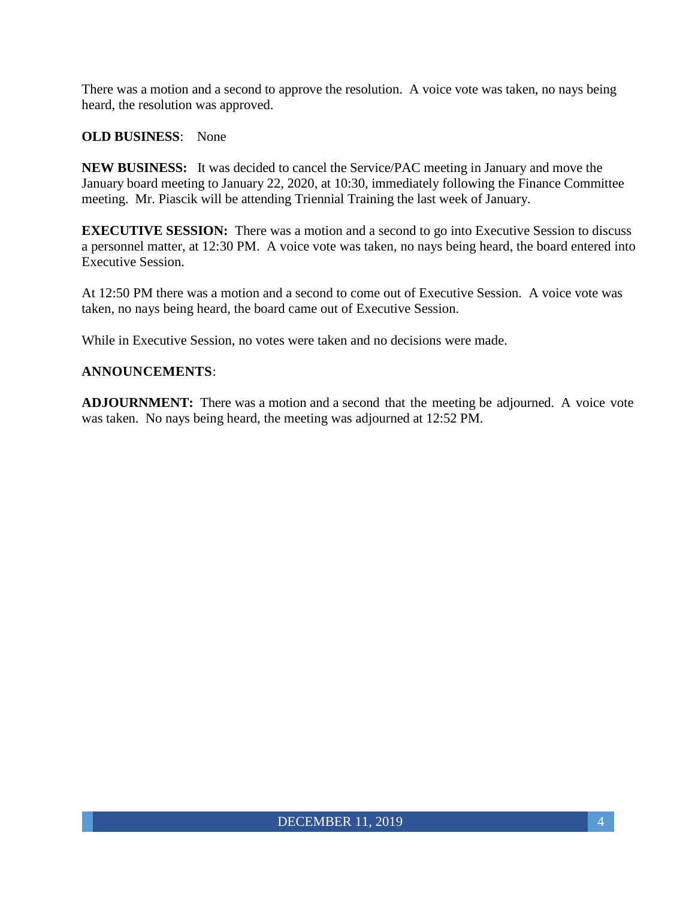There was a motion and a second to approve the resolution. A voice vote was taken, no nays being heard, the resolution was approved.

**OLD BUSINESS**: None

**NEW BUSINESS:** It was decided to cancel the Service/PAC meeting in January and move the January board meeting to January 22, 2020, at 10:30, immediately following the Finance Committee meeting. Mr. Piascik will be attending Triennial Training the last week of January.

**EXECUTIVE SESSION:** There was a motion and a second to go into Executive Session to discuss a personnel matter, at 12:30 PM. A voice vote was taken, no nays being heard, the board entered into Executive Session.

At 12:50 PM there was a motion and a second to come out of Executive Session. A voice vote was taken, no nays being heard, the board came out of Executive Session.

While in Executive Session, no votes were taken and no decisions were made.

**ANNOUNCEMENTS**:

**ADJOURNMENT:** There was a motion and a second that the meeting be adjourned. A voice vote was taken. No nays being heard, the meeting was adjourned at 12:52 PM.